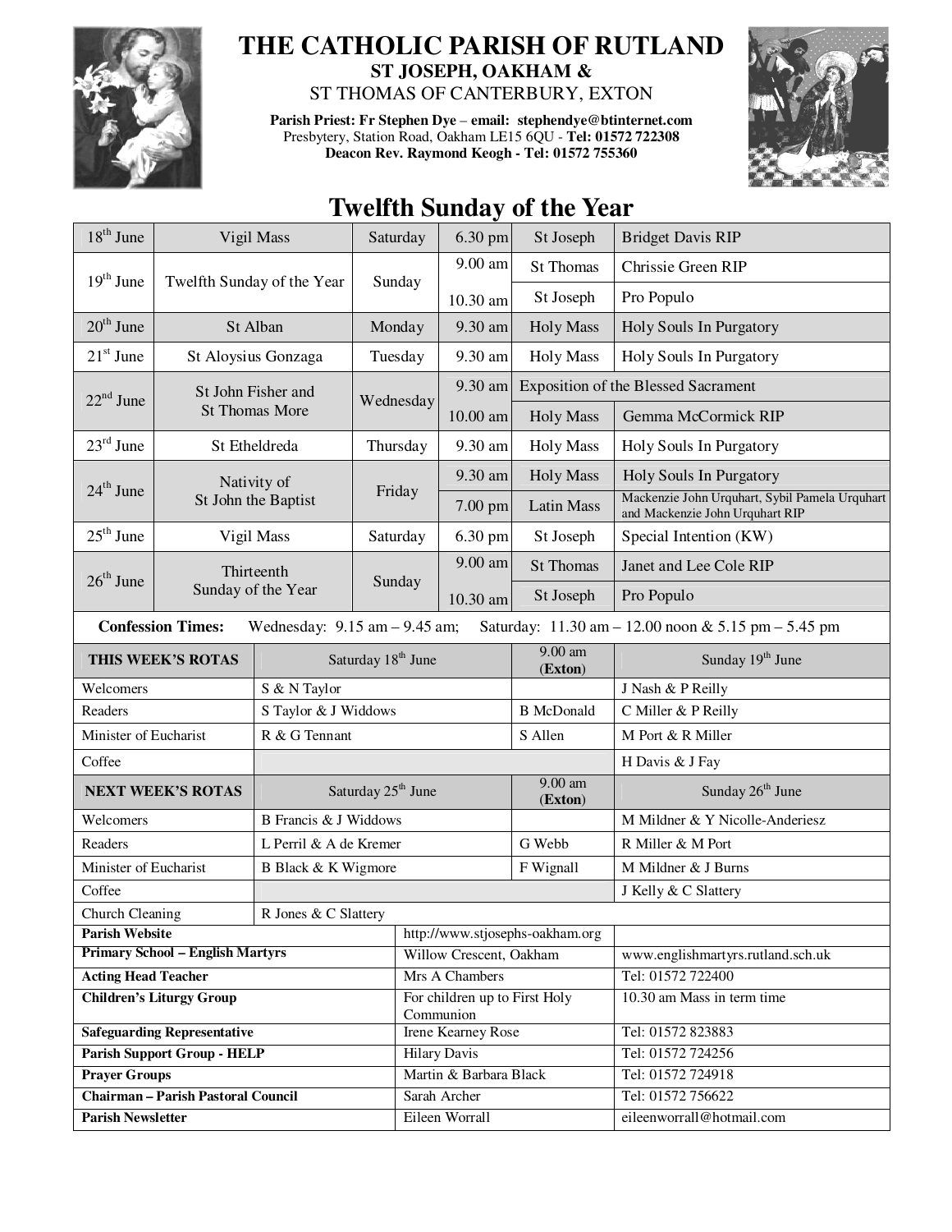# THE CATHOLIC PARISH OF RUTLAND

## ST JOSEPH, OAKHAM &

## ST THOMAS OF CANTERBURY, EXTON

**Parish Priest: Fr Stephen Dye – email: stephendye@btinternet.com**
Presbytery, Station Road, Oakham LE15 6QU - **Tel: 01572 722308**
**Deacon Rev. Raymond Keogh - Tel: 01572 755360**

# Twelfth Sunday of the Year

| | | | | | |
|---|---|---|---|---|---|
| 18th June | Vigil Mass | Saturday | 6.30 pm | St Joseph | Bridget Davis RIP |
| 19th June | Twelfth Sunday of the Year | Sunday | 9.00 am | St Thomas | Chrissie Green RIP |
| | | | 10.30 am | St Joseph | Pro Populo |
| 20th June | St Alban | Monday | 9.30 am | Holy Mass | Holy Souls In Purgatory |
| 21st June | St Aloysius Gonzaga | Tuesday | 9.30 am | Holy Mass | Holy Souls In Purgatory |
| 22nd June | St John Fisher and St Thomas More | Wednesday | 9.30 am | Exposition of the Blessed Sacrament | |
| | | | 10.00 am | Holy Mass | Gemma McCormick RIP |
| 23rd June | St Etheldreda | Thursday | 9.30 am | Holy Mass | Holy Souls In Purgatory |
| 24th June | Nativity of St John the Baptist | Friday | 9.30 am | Holy Mass | Holy Souls In Purgatory |
| | | | 7.00 pm | Latin Mass | Mackenzie John Urquhart, Sybil Pamela Urquhart and Mackenzie John Urquhart RIP |
| 25th June | Vigil Mass | Saturday | 6.30 pm | St Joseph | Special Intention (KW) |
| 26th June | Thirteenth Sunday of the Year | Sunday | 9.00 am | St Thomas | Janet and Lee Cole RIP |
| | | | 10.30 am | St Joseph | Pro Populo |

**Confession Times:** Wednesday: 9.15 am – 9.45 am; Saturday: 11.30 am – 12.00 noon & 5.15 pm – 5.45 pm

| **THIS WEEK'S ROTAS** | Saturday 18th June | 9.00 am (**Exton**) | Sunday 19th June |
|---|---|---|---|
| Welcomers | S & N Taylor | | J Nash & P Reilly |
| Readers | S Taylor & J Widdows | B McDonald | C Miller & P Reilly |
| Minister of Eucharist | R & G Tennant | S Allen | M Port & R Miller |
| Coffee | | | H Davis & J Fay |
| **NEXT WEEK'S ROTAS** | Saturday 25th June | 9.00 am (**Exton**) | Sunday 26th June |
| Welcomers | B Francis & J Widdows | | M Mildner & Y Nicolle-Anderiesz |
| Readers | L Perril & A de Kremer | G Webb | R Miller & M Port |
| Minister of Eucharist | B Black & K Wigmore | F Wignall | M Mildner & J Burns |
| Coffee | | | J Kelly & C Slattery |
| Church Cleaning | R Jones & C Slattery | | |

| | | |
|---|---|---|
| **Parish Website** | http://www.stjosephs-oakham.org | |
| **Primary School – English Martyrs** | Willow Crescent, Oakham | www.englishmartyrs.rutland.sch.uk |
| **Acting Head Teacher** | Mrs A Chambers | Tel: 01572 722400 |
| **Children's Liturgy Group** | For children up to First Holy Communion | 10.30 am Mass in term time |
| **Safeguarding Representative** | Irene Kearney Rose | Tel: 01572 823883 |
| **Parish Support Group - HELP** | Hilary Davis | Tel: 01572 724256 |
| **Prayer Groups** | Martin & Barbara Black | Tel: 01572 724918 |
| **Chairman – Parish Pastoral Council** | Sarah Archer | Tel: 01572 756622 |
| **Parish Newsletter** | Eileen Worrall | eileenworrall@hotmail.com |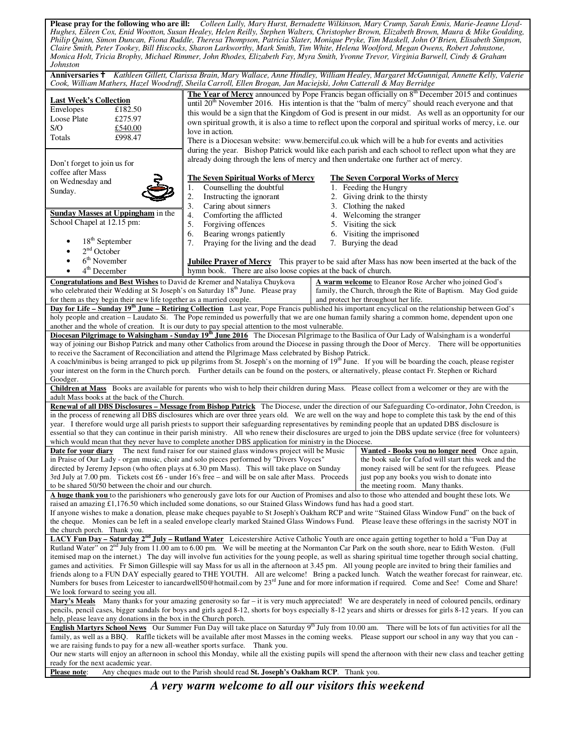**Please pray for the following who are ill:** *Colleen Lully, Mary Hurst, Bernadette Wilkinson, Mary Crump, Sarah Ennis, Marie-Jeanne Lloyd-Hughes, Eileen Cox, Enid Wootton, Susan Healey, Helen Reilly, Stephen Walters, Christopher Brown, Elizabeth Brown, Maura & Mike Goulding, Philip Quinn, Simon Duncan, Fiona Ruddle, Theresa Thompson, Patricia Slater, Monique Pryke, Tim Maskell, John O'Brien, Elisabeth Simpson, Claire Smith, Peter Tookey, Bill Hiscocks, Sharon Larkworthy, Mark Smith, Tim White, Helena Woolford, Megan Owens, Robert Johnstone, Monica Holt, Tricia Brophy, Michael Rimmer, John Rhodes, Elizabeth Fay, Myra Smith, Yvonne Trevor, Virginia Barwell, Cindy & Graham Johnston*

**Anniversaries ✝** *Kathleen Gillett, Clarissa Brain, Mary Wallace, Anne Hindley, William Healey, Margaret McGunnigal, Annette Kelly, Valerie Cook, William Mathers, Hazel Woodruff, Sheila Carroll, Ellen Brogan, Jan Maciejski, John Catterall & May Berridge*

**Last Week's Collection**

| | |
|---|---|
| Envelopes | £182.50 |
| Loose Plate | £275.97 |
| S/O | £540.00 |
| Totals | £998.47 |

Don't forget to join us for coffee after Mass on Wednesday and Sunday.

**Sunday Masses at Uppingham** in the School Chapel at 12.15 pm:

- 18th September
- 2nd October
- 6th November
- 4th December

**The Year of Mercy** announced by Pope Francis began officially on 8th December 2015 and continues until 20th November 2016. His intention is that the "balm of mercy" should reach everyone and that this would be a sign that the Kingdom of God is present in our midst. As well as an opportunity for our own spiritual growth, it is also a time to reflect upon the corporal and spiritual works of mercy, i.e. our love in action.

There is a Diocesan website: www.bemerciful.co.uk which will be a hub for events and activities during the year. Bishop Patrick would like each parish and each school to reflect upon what they are already doing through the lens of mercy and then undertake one further act of mercy.

**The Seven Spiritual Works of Mercy**

1. Counselling the doubtful
2. Instructing the ignorant
3. Caring about sinners
4. Comforting the afflicted
5. Forgiving offences
6. Bearing wrongs patiently
7. Praying for the living and the dead

**The Seven Corporal Works of Mercy**

1. Feeding the Hungry
2. Giving drink to the thirsty
3. Clothing the naked
4. Welcoming the stranger
5. Visiting the sick
6. Visiting the imprisoned
7. Burying the dead

**Jubilee Prayer of Mercy** This prayer to be said after Mass has now been inserted at the back of the hymn book. There are also loose copies at the back of church.

**Congratulations and Best Wishes** to David de Kremer and Nataliya Chuykova who celebrated their Wedding at St Joseph's on Saturday 18th June. Please pray for them as they begin their new life together as a married couple.

**A warm welcome** to Eleanor Rose Archer who joined God's family, the Church, through the Rite of Baptism. May God guide and protect her throughout her life.

**Day for Life – Sunday 19th June – Retiring Collection** Last year, Pope Francis published his important encyclical on the relationship between God's holy people and creation – Laudato Si. The Pope reminded us powerfully that we are one human family sharing a common home, dependent upon one another and the whole of creation. It is our duty to pay special attention to the most vulnerable.

**Diocesan Pilgrimage to Walsingham - Sunday 19th June 2016** The Diocesan Pilgrimage to the Basilica of Our Lady of Walsingham is a wonderful way of joining our Bishop Patrick and many other Catholics from around the Diocese in passing through the Door of Mercy. There will be opportunities to receive the Sacrament of Reconciliation and attend the Pilgrimage Mass celebrated by Bishop Patrick.
A coach/minibus is being arranged to pick up pilgrims from St. Joseph's on the morning of 19th June. If you will be boarding the coach, please register your interest on the form in the Church porch. Further details can be found on the posters, or alternatively, please contact Fr. Stephen or Richard Goodger.

**Children at Mass** Books are available for parents who wish to help their children during Mass. Please collect from a welcomer or they are with the adult Mass books at the back of the Church.

**Renewal of all DBS Disclosures – Message from Bishop Patrick** The Diocese, under the direction of our Safeguarding Co-ordinator, John Creedon, is in the process of renewing all DBS disclosures which are over three years old. We are well on the way and hope to complete this task by the end of this year. I therefore would urge all parish priests to support their safeguarding representatives by reminding people that an updated DBS disclosure is essential so that they can continue in their parish ministry. All who renew their disclosures are urged to join the DBS update service (free for volunteers) which would mean that they never have to complete another DBS application for ministry in the Diocese.

**Date for your diary** The next fund raiser for our stained glass windows project will be Music in Praise of Our Lady - organ music, choir and solo pieces performed by "Divers Voyces" directed by Jeremy Jepson (who often plays at 6.30 pm Mass). This will take place on Sunday 3rd July at 7.00 pm. Tickets cost £6 - under 16's free – and will be on sale after Mass. Proceeds to be shared 50/50 between the choir and our church.

**Wanted - Books you no longer need** Once again, the book sale for Cafod will start this week and the money raised will be sent for the refugees. Please just pop any books you wish to donate into the meeting room. Many thanks.

**A huge thank you** to the parishioners who generously gave lots for our Auction of Promises and also to those who attended and bought these lots. We raised an amazing £1,176.50 which included some donations, so our Stained Glass Windows fund has had a good start.
If anyone wishes to make a donation, please make cheques payable to St Joseph's Oakham RCP and write "Stained Glass Window Fund" on the back of the cheque. Monies can be left in a sealed envelope clearly marked Stained Glass Windows Fund. Please leave these offerings in the sacristy NOT in the church porch. Thank you.

**LACY Fun Day – Saturday 2nd July – Rutland Water** Leicestershire Active Catholic Youth are once again getting together to hold a "Fun Day at Rutland Water" on 2nd July from 11.00 am to 6.00 pm. We will be meeting at the Normanton Car Park on the south shore, near to Edith Weston. (Full itemised map on the internet.) The day will involve fun activities for the young people, as well as sharing spiritual time together through social chatting, games and activities. Fr Simon Gillespie will say Mass for us all in the afternoon at 3.45 pm. All young people are invited to bring their families and friends along to a FUN DAY especially geared to THE YOUTH. All are welcome! Bring a packed lunch. Watch the weather forecast for rainwear, etc. Numbers for buses from Leicester to iancardwell50@hotmail.com by 23rd June and for more information if required. Come and See! Come and Share! We look forward to seeing you all.

**Mary's Meals** Many thanks for your amazing generosity so far – it is very much appreciated! We are desperately in need of coloured pencils, ordinary pencils, pencil cases, bigger sandals for boys and girls aged 8-12, shorts for boys especially 8-12 years and shirts or dresses for girls 8-12 years. If you can help, please leave any donations in the box in the Church porch.

**English Martyrs School News** Our Summer Fun Day will take place on Saturday 9th July from 10.00 am. There will be lots of fun activities for all the family, as well as a BBQ. Raffle tickets will be available after most Masses in the coming weeks. Please support our school in any way that you can - we are raising funds to pay for a new all-weather sports surface. Thank you.
Our new starts will enjoy an afternoon in school this Monday, while all the existing pupils will spend the afternoon with their new class and teacher getting ready for the next academic year.

**Please note**: Any cheques made out to the Parish should read **St. Joseph's Oakham RCP**. Thank you.

***A very warm welcome to all our visitors this weekend***